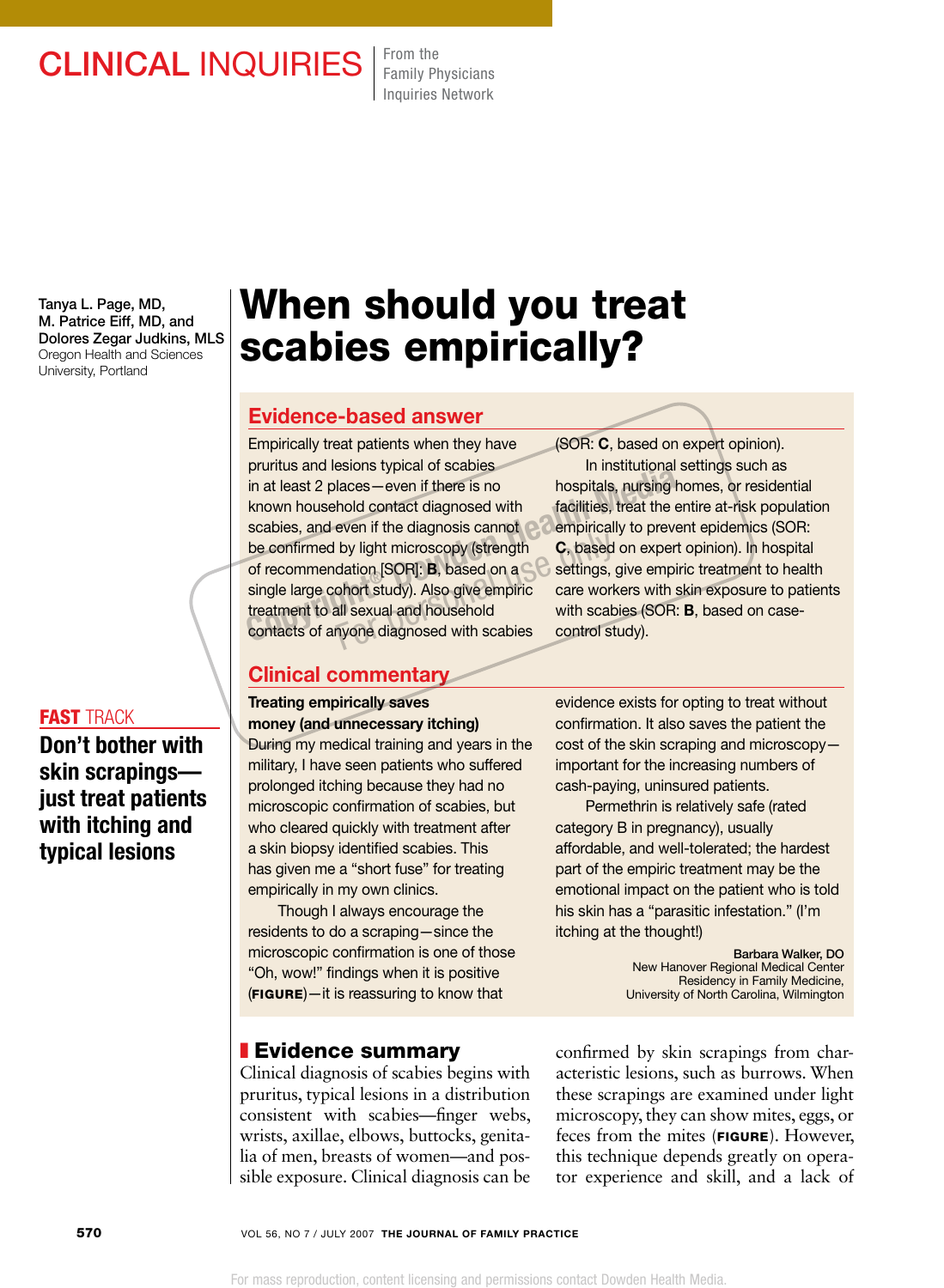CLINICAL INQUIRIES | From the Family Physicians Inquiries Network

Tanya L. Page, MD, M. Patrice Eiff, MD, and Dolores Zegar Judkins, MLS
Oregon Health and Sciences University, Portland

# When should you treat scabies empirically?

## Evidence-based answer

Empirically treat patients when they have pruritus and lesions typical of scabies in at least 2 places—even if there is no known household contact diagnosed with scabies, and even if the diagnosis cannot be confirmed by light microscopy (strength of recommendation [SOR]: **B**, based on a single large cohort study). Also give empiric treatment to all sexual and household contacts of anyone diagnosed with scabies (SOR: **C**, based on expert opinion).

In institutional settings such as hospitals, nursing homes, or residential facilities, treat the entire at-risk population empirically to prevent epidemics (SOR: **C**, based on expert opinion). In hospital settings, give empiric treatment to health care workers with skin exposure to patients with scabies (SOR: **B**, based on case-control study).

## Clinical commentary

**Treating empirically saves money (and unnecessary itching)**

During my medical training and years in the military, I have seen patients who suffered prolonged itching because they had no microscopic confirmation of scabies, but who cleared quickly with treatment after a skin biopsy identified scabies. This has given me a "short fuse" for treating empirically in my own clinics.

Though I always encourage the residents to do a scraping—since the microscopic confirmation is one of those "Oh, wow!" findings when it is positive (**FIGURE**)—it is reassuring to know that evidence exists for opting to treat without confirmation. It also saves the patient the cost of the skin scraping and microscopy—important for the increasing numbers of cash-paying, uninsured patients.

Permethrin is relatively safe (rated category B in pregnancy), usually affordable, and well-tolerated; the hardest part of the empiric treatment may be the emotional impact on the patient who is told his skin has a "parasitic infestation." (I'm itching at the thought!)

Barbara Walker, DO
New Hanover Regional Medical Center Residency in Family Medicine, University of North Carolina, Wilmington

**FAST TRACK**
**Don't bother with skin scrapings—just treat patients with itching and typical lesions**

## Evidence summary

Clinical diagnosis of scabies begins with pruritus, typical lesions in a distribution consistent with scabies—finger webs, wrists, axillae, elbows, buttocks, genitalia of men, breasts of women—and possible exposure. Clinical diagnosis can be confirmed by skin scrapings from characteristic lesions, such as burrows. When these scrapings are examined under light microscopy, they can show mites, eggs, or feces from the mites (**FIGURE**). However, this technique depends greatly on operator experience and skill, and a lack of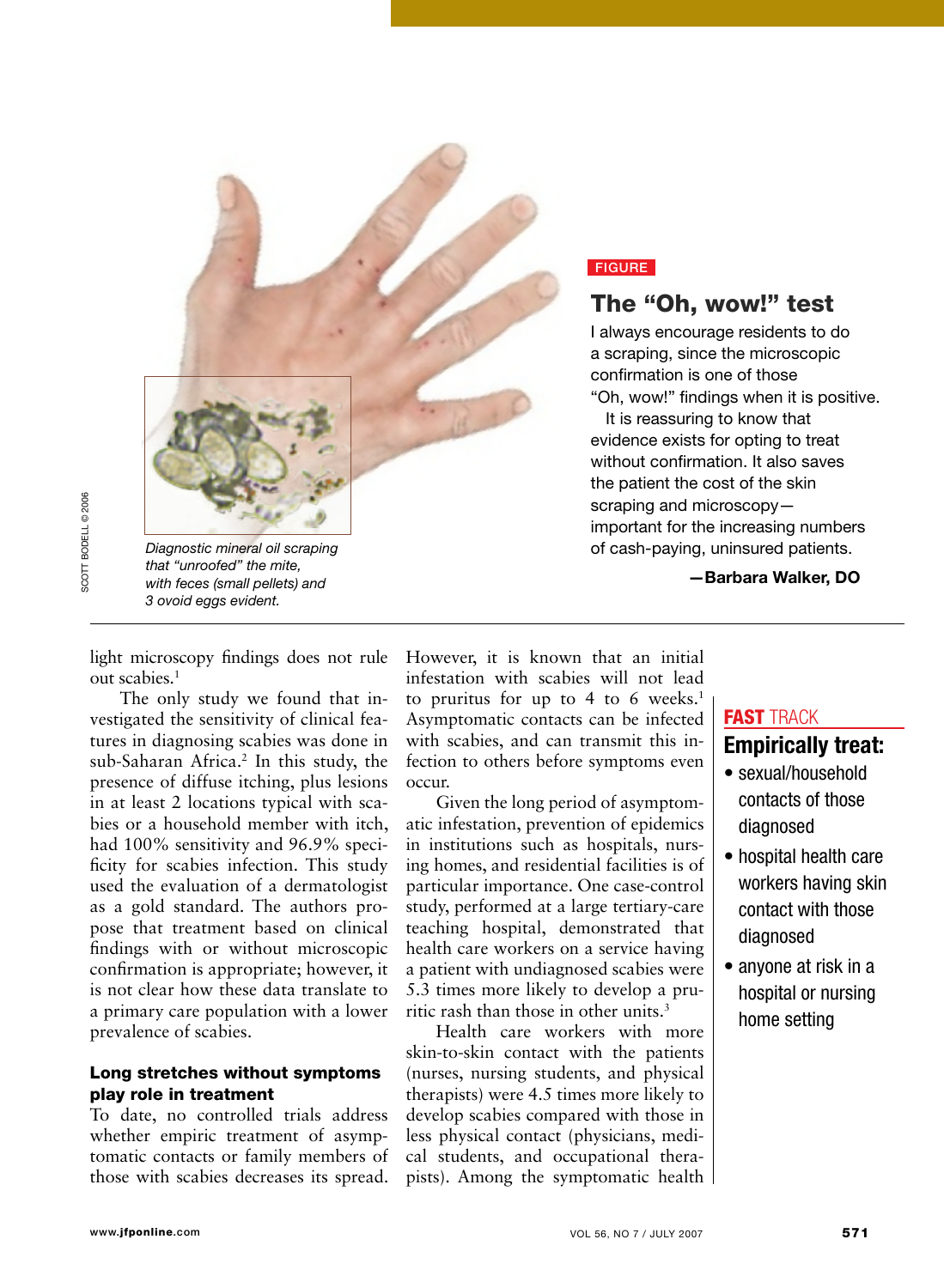FIGURE

## The "Oh, wow!" test

I always encourage residents to do a scraping, since the microscopic confirmation is one of those "Oh, wow!" findings when it is positive.

It is reassuring to know that evidence exists for opting to treat without confirmation. It also saves the patient the cost of the skin scraping and microscopy—important for the increasing numbers of cash-paying, uninsured patients.

**—Barbara Walker, DO**

*Diagnostic mineral oil scraping that "unroofed" the mite, with feces (small pellets) and 3 ovoid eggs evident.*

SCOTT BODELL © 2006

light microscopy findings does not rule out scabies.[1]

The only study we found that investigated the sensitivity of clinical features in diagnosing scabies was done in sub-Saharan Africa.[2] In this study, the presence of diffuse itching, plus lesions in at least 2 locations typical with scabies or a household member with itch, had 100% sensitivity and 96.9% specificity for scabies infection. This study used the evaluation of a dermatologist as a gold standard. The authors propose that treatment based on clinical findings with or without microscopic confirmation is appropriate; however, it is not clear how these data translate to a primary care population with a lower prevalence of scabies.

### Long stretches without symptoms play role in treatment

To date, no controlled trials address whether empiric treatment of asymptomatic contacts or family members of those with scabies decreases its spread. However, it is known that an initial infestation with scabies will not lead to pruritus for up to 4 to 6 weeks.[1] Asymptomatic contacts can be infected with scabies, and can transmit this infection to others before symptoms even occur.

Given the long period of asymptomatic infestation, prevention of epidemics in institutions such as hospitals, nursing homes, and residential facilities is of particular importance. One case-control study, performed at a large tertiary-care teaching hospital, demonstrated that health care workers on a service having a patient with undiagnosed scabies were 5.3 times more likely to develop a pruritic rash than those in other units.[3]

Health care workers with more skin-to-skin contact with the patients (nurses, nursing students, and physical therapists) were 4.5 times more likely to develop scabies compared with those in less physical contact (physicians, medical students, and occupational therapists). Among the symptomatic health

**FAST TRACK**

**Empirically treat:**

- sexual/household contacts of those diagnosed
- hospital health care workers having skin contact with those diagnosed
- anyone at risk in a hospital or nursing home setting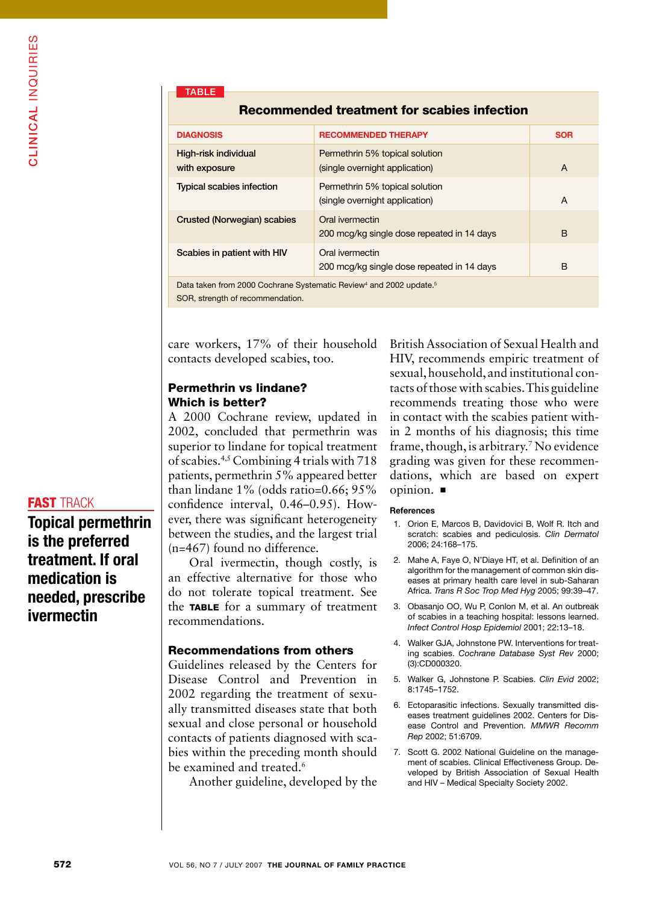**TABLE**

### Recommended treatment for scabies infection

| DIAGNOSIS | RECOMMENDED THERAPY | SOR |
|---|---|---|
| High-risk individual with exposure | Permethrin 5% topical solution (single overnight application) | A |
| Typical scabies infection | Permethrin 5% topical solution (single overnight application) | A |
| Crusted (Norwegian) scabies | Oral ivermectin 200 mcg/kg single dose repeated in 14 days | B |
| Scabies in patient with HIV | Oral ivermectin 200 mcg/kg single dose repeated in 14 days | B |

Data taken from 2000 Cochrane Systematic Review[4] and 2002 update.[5]
SOR, strength of recommendation.

care workers, 17% of their household contacts developed scabies, too.

### Permethrin vs lindane? Which is better?

A 2000 Cochrane review, updated in 2002, concluded that permethrin was superior to lindane for topical treatment of scabies.[4,5] Combining 4 trials with 718 patients, permethrin 5% appeared better than lindane 1% (odds ratio=0.66; 95% confidence interval, 0.46–0.95). However, there was significant heterogeneity between the studies, and the largest trial (n=467) found no difference.

Oral ivermectin, though costly, is an effective alternative for those who do not tolerate topical treatment. See the **TABLE** for a summary of treatment recommendations.

**FAST TRACK**

**Topical permethrin is the preferred treatment. If oral medication is needed, prescribe ivermectin**

### Recommendations from others

Guidelines released by the Centers for Disease Control and Prevention in 2002 regarding the treatment of sexually transmitted diseases state that both sexual and close personal or household contacts of patients diagnosed with scabies within the preceding month should be examined and treated.[6]

Another guideline, developed by the British Association of Sexual Health and HIV, recommends empiric treatment of sexual, household, and institutional contacts of those with scabies. This guideline recommends treating those who were in contact with the scabies patient within 2 months of his diagnosis; this time frame, though, is arbitrary.[7] No evidence grading was given for these recommendations, which are based on expert opinion. ■

#### References

1. Orion E, Marcos B, Davidovici B, Wolf R. Itch and scratch: scabies and pediculosis. *Clin Dermatol* 2006; 24:168–175.
2. Mahe A, Faye O, N'Diaye HT, et al. Definition of an algorithm for the management of common skin diseases at primary health care level in sub-Saharan Africa. *Trans R Soc Trop Med Hyg* 2005; 99:39–47.
3. Obasanjo OO, Wu P, Conlon M, et al. An outbreak of scabies in a teaching hospital: lessons learned. *Infect Control Hosp Epidemiol* 2001; 22:13–18.
4. Walker GJA, Johnstone PW. Interventions for treating scabies. *Cochrane Database Syst Rev* 2000; (3):CD000320.
5. Walker G, Johnstone P. Scabies. *Clin Evid* 2002; 8:1745–1752.
6. Ectoparasitic infections. Sexually transmitted diseases treatment guidelines 2002. Centers for Disease Control and Prevention. *MMWR Recomm Rep* 2002; 51:6709.
7. Scott G. 2002 National Guideline on the management of scabies. Clinical Effectiveness Group. Developed by British Association of Sexual Health and HIV – Medical Specialty Society 2002.